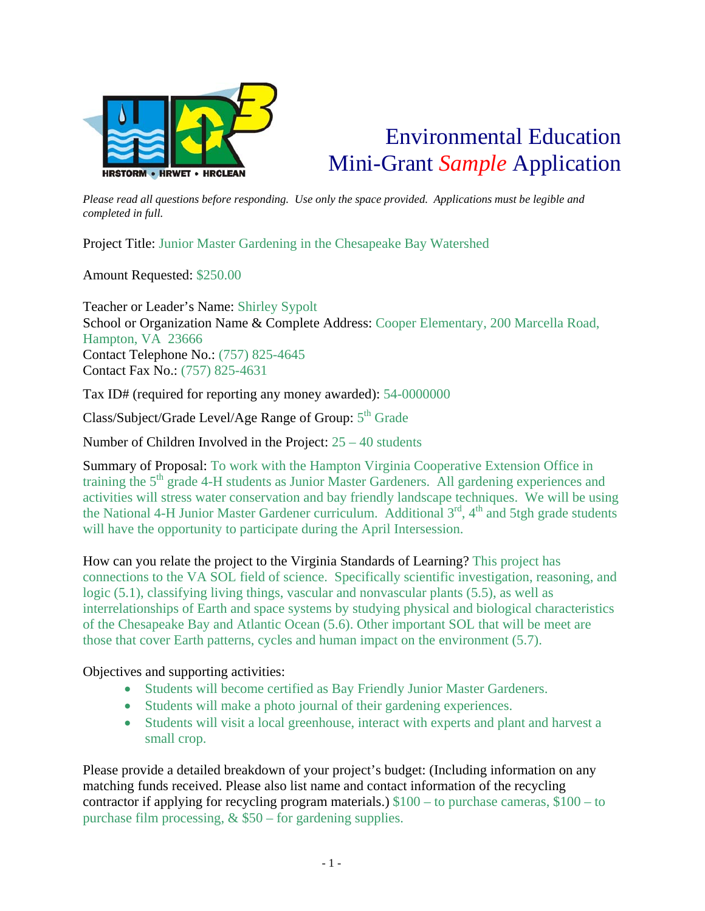# Environmental Education Mini-Grant *Sample* Application

HRSTORM • HRWET • HRCLEAN

*Please read all questions before responding. Use only the space provided. Applications must be legible and completed in full.*

Project Title: Junior Master Gardening in the Chesapeake Bay Watershed

Amount Requested: $250.00

Teacher or Leader's Name: Shirley Sypolt
School or Organization Name & Complete Address: Cooper Elementary, 200 Marcella Road, Hampton, VA 23666
Contact Telephone No.: (757) 825-4645
Contact Fax No.: (757) 825-4631

Tax ID# (required for reporting any money awarded): 54-0000000

Class/Subject/Grade Level/Age Range of Group: 5th Grade

Number of Children Involved in the Project: 25 – 40 students

Summary of Proposal: To work with the Hampton Virginia Cooperative Extension Office in training the 5th grade 4-H students as Junior Master Gardeners. All gardening experiences and activities will stress water conservation and bay friendly landscape techniques. We will be using the National 4-H Junior Master Gardener curriculum. Additional 3rd, 4th and 5tgh grade students will have the opportunity to participate during the April Intersession.

How can you relate the project to the Virginia Standards of Learning? This project has connections to the VA SOL field of science. Specifically scientific investigation, reasoning, and logic (5.1), classifying living things, vascular and nonvascular plants (5.5), as well as interrelationships of Earth and space systems by studying physical and biological characteristics of the Chesapeake Bay and Atlantic Ocean (5.6). Other important SOL that will be meet are those that cover Earth patterns, cycles and human impact on the environment (5.7).

Objectives and supporting activities:

- Students will become certified as Bay Friendly Junior Master Gardeners.
- Students will make a photo journal of their gardening experiences.
- Students will visit a local greenhouse, interact with experts and plant and harvest a small crop.

Please provide a detailed breakdown of your project's budget: (Including information on any matching funds received. Please also list name and contact information of the recycling contractor if applying for recycling program materials.) $100 – to purchase cameras, $100 – to purchase film processing, & $50 – for gardening supplies.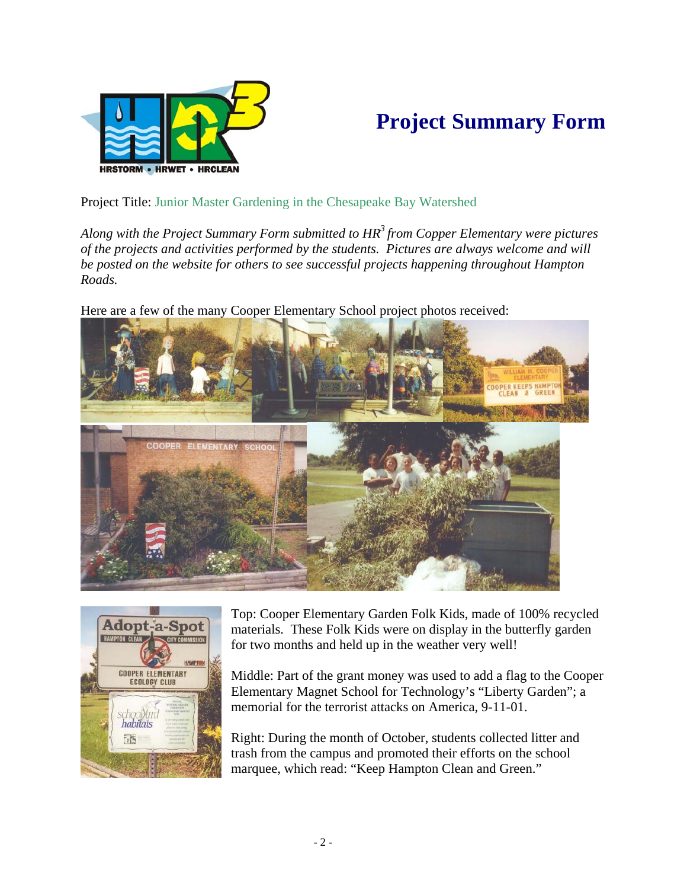# Project Summary Form

Project Title: Junior Master Gardening in the Chesapeake Bay Watershed

*Along with the Project Summary Form submitted to HR[3] from Copper Elementary were pictures of the projects and activities performed by the students. Pictures are always welcome and will be posted on the website for others to see successful projects happening throughout Hampton Roads.*

Here are a few of the many Cooper Elementary School project photos received:

Top: Cooper Elementary Garden Folk Kids, made of 100% recycled materials. These Folk Kids were on display in the butterfly garden for two months and held up in the weather very well!

Middle: Part of the grant money was used to add a flag to the Cooper Elementary Magnet School for Technology's "Liberty Garden"; a memorial for the terrorist attacks on America, 9-11-01.

Right: During the month of October, students collected litter and trash from the campus and promoted their efforts on the school marquee, which read: "Keep Hampton Clean and Green."